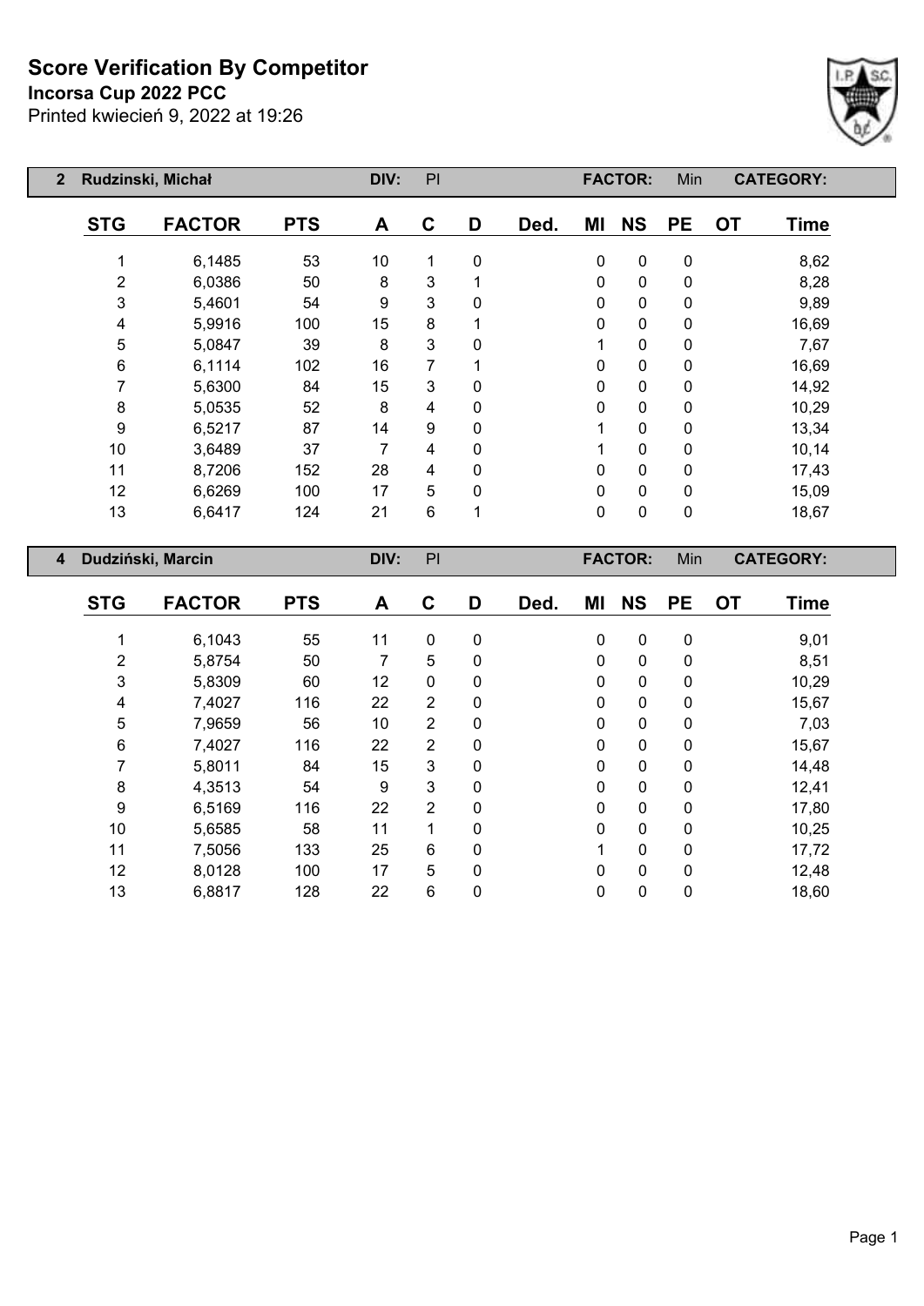# Score Verification By Competitor

**Incorsa Cup 2022 PCC**

Printed kwiecień 9, 2022 at 19:26

**2 Rudzinski, Michał** DIV: PI FACTOR: Min CATEGORY:

| STG | FACTOR | PTS | A | C | D | Ded. | MI | NS | PE | OT | Time |
|---|---|---|---|---|---|---|---|---|---|---|---|
| 1 | 6,1485 | 53 | 10 | 1 | 0 | | 0 | 0 | 0 | | 8,62 |
| 2 | 6,0386 | 50 | 8 | 3 | 1 | | 0 | 0 | 0 | | 8,28 |
| 3 | 5,4601 | 54 | 9 | 3 | 0 | | 0 | 0 | 0 | | 9,89 |
| 4 | 5,9916 | 100 | 15 | 8 | 1 | | 0 | 0 | 0 | | 16,69 |
| 5 | 5,0847 | 39 | 8 | 3 | 0 | | 1 | 0 | 0 | | 7,67 |
| 6 | 6,1114 | 102 | 16 | 7 | 1 | | 0 | 0 | 0 | | 16,69 |
| 7 | 5,6300 | 84 | 15 | 3 | 0 | | 0 | 0 | 0 | | 14,92 |
| 8 | 5,0535 | 52 | 8 | 4 | 0 | | 0 | 0 | 0 | | 10,29 |
| 9 | 6,5217 | 87 | 14 | 9 | 0 | | 1 | 0 | 0 | | 13,34 |
| 10 | 3,6489 | 37 | 7 | 4 | 0 | | 1 | 0 | 0 | | 10,14 |
| 11 | 8,7206 | 152 | 28 | 4 | 0 | | 0 | 0 | 0 | | 17,43 |
| 12 | 6,6269 | 100 | 17 | 5 | 0 | | 0 | 0 | 0 | | 15,09 |
| 13 | 6,6417 | 124 | 21 | 6 | 1 | | 0 | 0 | 0 | | 18,67 |

**4 Dudziński, Marcin** DIV: PI FACTOR: Min CATEGORY:

| STG | FACTOR | PTS | A | C | D | Ded. | MI | NS | PE | OT | Time |
|---|---|---|---|---|---|---|---|---|---|---|---|
| 1 | 6,1043 | 55 | 11 | 0 | 0 | | 0 | 0 | 0 | | 9,01 |
| 2 | 5,8754 | 50 | 7 | 5 | 0 | | 0 | 0 | 0 | | 8,51 |
| 3 | 5,8309 | 60 | 12 | 0 | 0 | | 0 | 0 | 0 | | 10,29 |
| 4 | 7,4027 | 116 | 22 | 2 | 0 | | 0 | 0 | 0 | | 15,67 |
| 5 | 7,9659 | 56 | 10 | 2 | 0 | | 0 | 0 | 0 | | 7,03 |
| 6 | 7,4027 | 116 | 22 | 2 | 0 | | 0 | 0 | 0 | | 15,67 |
| 7 | 5,8011 | 84 | 15 | 3 | 0 | | 0 | 0 | 0 | | 14,48 |
| 8 | 4,3513 | 54 | 9 | 3 | 0 | | 0 | 0 | 0 | | 12,41 |
| 9 | 6,5169 | 116 | 22 | 2 | 0 | | 0 | 0 | 0 | | 17,80 |
| 10 | 5,6585 | 58 | 11 | 1 | 0 | | 0 | 0 | 0 | | 10,25 |
| 11 | 7,5056 | 133 | 25 | 6 | 0 | | 1 | 0 | 0 | | 17,72 |
| 12 | 8,0128 | 100 | 17 | 5 | 0 | | 0 | 0 | 0 | | 12,48 |
| 13 | 6,8817 | 128 | 22 | 6 | 0 | | 0 | 0 | 0 | | 18,60 |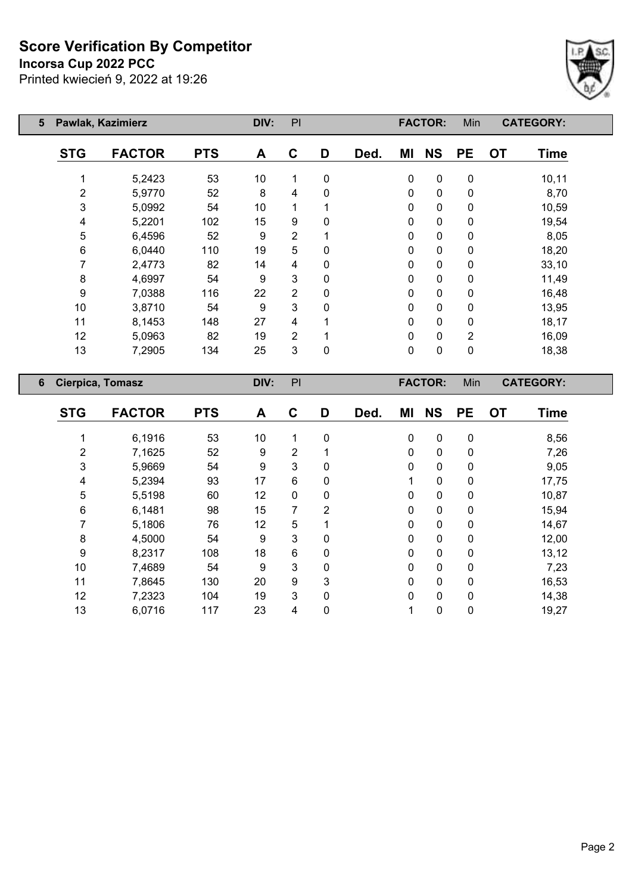# Score Verification By Competitor

**Incorsa Cup 2022 PCC**

Printed kwiecień 9, 2022 at 19:26

**5 Pawlak, Kazimierz** DIV: PI FACTOR: Min CATEGORY:

| STG | FACTOR | PTS | A | C | D | Ded. | MI | NS | PE | OT | Time |
|---|---|---|---|---|---|---|---|---|---|---|---|
| 1 | 5,2423 | 53 | 10 | 1 | 0 | | 0 | 0 | 0 | | 10,11 |
| 2 | 5,9770 | 52 | 8 | 4 | 0 | | 0 | 0 | 0 | | 8,70 |
| 3 | 5,0992 | 54 | 10 | 1 | 1 | | 0 | 0 | 0 | | 10,59 |
| 4 | 5,2201 | 102 | 15 | 9 | 0 | | 0 | 0 | 0 | | 19,54 |
| 5 | 6,4596 | 52 | 9 | 2 | 1 | | 0 | 0 | 0 | | 8,05 |
| 6 | 6,0440 | 110 | 19 | 5 | 0 | | 0 | 0 | 0 | | 18,20 |
| 7 | 2,4773 | 82 | 14 | 4 | 0 | | 0 | 0 | 0 | | 33,10 |
| 8 | 4,6997 | 54 | 9 | 3 | 0 | | 0 | 0 | 0 | | 11,49 |
| 9 | 7,0388 | 116 | 22 | 2 | 0 | | 0 | 0 | 0 | | 16,48 |
| 10 | 3,8710 | 54 | 9 | 3 | 0 | | 0 | 0 | 0 | | 13,95 |
| 11 | 8,1453 | 148 | 27 | 4 | 1 | | 0 | 0 | 0 | | 18,17 |
| 12 | 5,0963 | 82 | 19 | 2 | 1 | | 0 | 0 | 2 | | 16,09 |
| 13 | 7,2905 | 134 | 25 | 3 | 0 | | 0 | 0 | 0 | | 18,38 |

**6 Cierpica, Tomasz** DIV: PI FACTOR: Min CATEGORY:

| STG | FACTOR | PTS | A | C | D | Ded. | MI | NS | PE | OT | Time |
|---|---|---|---|---|---|---|---|---|---|---|---|
| 1 | 6,1916 | 53 | 10 | 1 | 0 | | 0 | 0 | 0 | | 8,56 |
| 2 | 7,1625 | 52 | 9 | 2 | 1 | | 0 | 0 | 0 | | 7,26 |
| 3 | 5,9669 | 54 | 9 | 3 | 0 | | 0 | 0 | 0 | | 9,05 |
| 4 | 5,2394 | 93 | 17 | 6 | 0 | | 1 | 0 | 0 | | 17,75 |
| 5 | 5,5198 | 60 | 12 | 0 | 0 | | 0 | 0 | 0 | | 10,87 |
| 6 | 6,1481 | 98 | 15 | 7 | 2 | | 0 | 0 | 0 | | 15,94 |
| 7 | 5,1806 | 76 | 12 | 5 | 1 | | 0 | 0 | 0 | | 14,67 |
| 8 | 4,5000 | 54 | 9 | 3 | 0 | | 0 | 0 | 0 | | 12,00 |
| 9 | 8,2317 | 108 | 18 | 6 | 0 | | 0 | 0 | 0 | | 13,12 |
| 10 | 7,4689 | 54 | 9 | 3 | 0 | | 0 | 0 | 0 | | 7,23 |
| 11 | 7,8645 | 130 | 20 | 9 | 3 | | 0 | 0 | 0 | | 16,53 |
| 12 | 7,2323 | 104 | 19 | 3 | 0 | | 0 | 0 | 0 | | 14,38 |
| 13 | 6,0716 | 117 | 23 | 4 | 0 | | 1 | 0 | 0 | | 19,27 |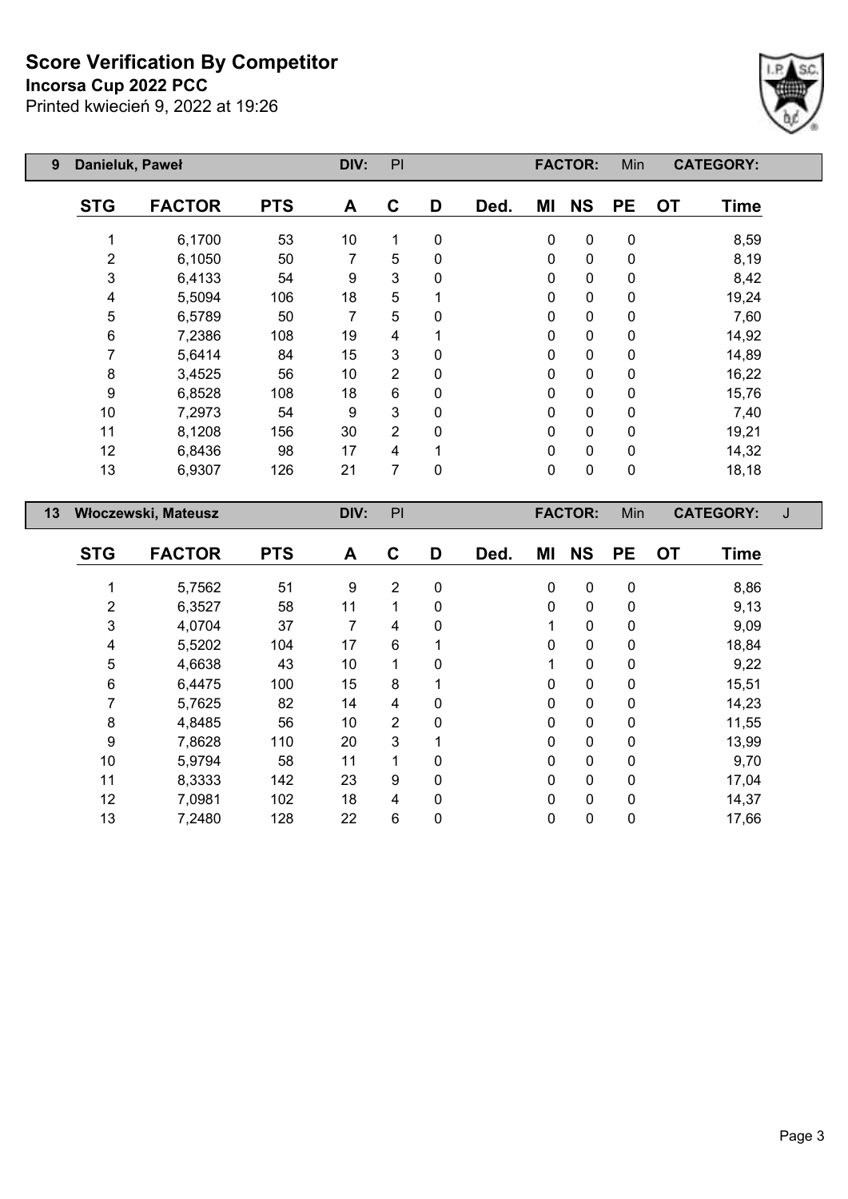# Score Verification By Competitor

**Incorsa Cup 2022 PCC**

Printed kwiecień 9, 2022 at 19:26

| 9 | Danieluk, Paweł | | DIV: | PI | | | FACTOR: | | Min | | CATEGORY: |
|---|---|---|---|---|---|---|---|---|---|---|---|
| **STG** | **FACTOR** | **PTS** | **A** | **C** | **D** | **Ded.** | **MI** | **NS** | **PE** | **OT** | **Time** |
| 1 | 6,1700 | 53 | 10 | 1 | 0 | | 0 | 0 | 0 | | 8,59 |
| 2 | 6,1050 | 50 | 7 | 5 | 0 | | 0 | 0 | 0 | | 8,19 |
| 3 | 6,4133 | 54 | 9 | 3 | 0 | | 0 | 0 | 0 | | 8,42 |
| 4 | 5,5094 | 106 | 18 | 5 | 1 | | 0 | 0 | 0 | | 19,24 |
| 5 | 6,5789 | 50 | 7 | 5 | 0 | | 0 | 0 | 0 | | 7,60 |
| 6 | 7,2386 | 108 | 19 | 4 | 1 | | 0 | 0 | 0 | | 14,92 |
| 7 | 5,6414 | 84 | 15 | 3 | 0 | | 0 | 0 | 0 | | 14,89 |
| 8 | 3,4525 | 56 | 10 | 2 | 0 | | 0 | 0 | 0 | | 16,22 |
| 9 | 6,8528 | 108 | 18 | 6 | 0 | | 0 | 0 | 0 | | 15,76 |
| 10 | 7,2973 | 54 | 9 | 3 | 0 | | 0 | 0 | 0 | | 7,40 |
| 11 | 8,1208 | 156 | 30 | 2 | 0 | | 0 | 0 | 0 | | 19,21 |
| 12 | 6,8436 | 98 | 17 | 4 | 1 | | 0 | 0 | 0 | | 14,32 |
| 13 | 6,9307 | 126 | 21 | 7 | 0 | | 0 | 0 | 0 | | 18,18 |

| 13 | Włoczewski, Mateusz | | DIV: | PI | | | FACTOR: | | Min | | CATEGORY: J |
|---|---|---|---|---|---|---|---|---|---|---|---|
| **STG** | **FACTOR** | **PTS** | **A** | **C** | **D** | **Ded.** | **MI** | **NS** | **PE** | **OT** | **Time** |
| 1 | 5,7562 | 51 | 9 | 2 | 0 | | 0 | 0 | 0 | | 8,86 |
| 2 | 6,3527 | 58 | 11 | 1 | 0 | | 0 | 0 | 0 | | 9,13 |
| 3 | 4,0704 | 37 | 7 | 4 | 0 | | 1 | 0 | 0 | | 9,09 |
| 4 | 5,5202 | 104 | 17 | 6 | 1 | | 0 | 0 | 0 | | 18,84 |
| 5 | 4,6638 | 43 | 10 | 1 | 0 | | 1 | 0 | 0 | | 9,22 |
| 6 | 6,4475 | 100 | 15 | 8 | 1 | | 0 | 0 | 0 | | 15,51 |
| 7 | 5,7625 | 82 | 14 | 4 | 0 | | 0 | 0 | 0 | | 14,23 |
| 8 | 4,8485 | 56 | 10 | 2 | 0 | | 0 | 0 | 0 | | 11,55 |
| 9 | 7,8628 | 110 | 20 | 3 | 1 | | 0 | 0 | 0 | | 13,99 |
| 10 | 5,9794 | 58 | 11 | 1 | 0 | | 0 | 0 | 0 | | 9,70 |
| 11 | 8,3333 | 142 | 23 | 9 | 0 | | 0 | 0 | 0 | | 17,04 |
| 12 | 7,0981 | 102 | 18 | 4 | 0 | | 0 | 0 | 0 | | 14,37 |
| 13 | 7,2480 | 128 | 22 | 6 | 0 | | 0 | 0 | 0 | | 17,66 |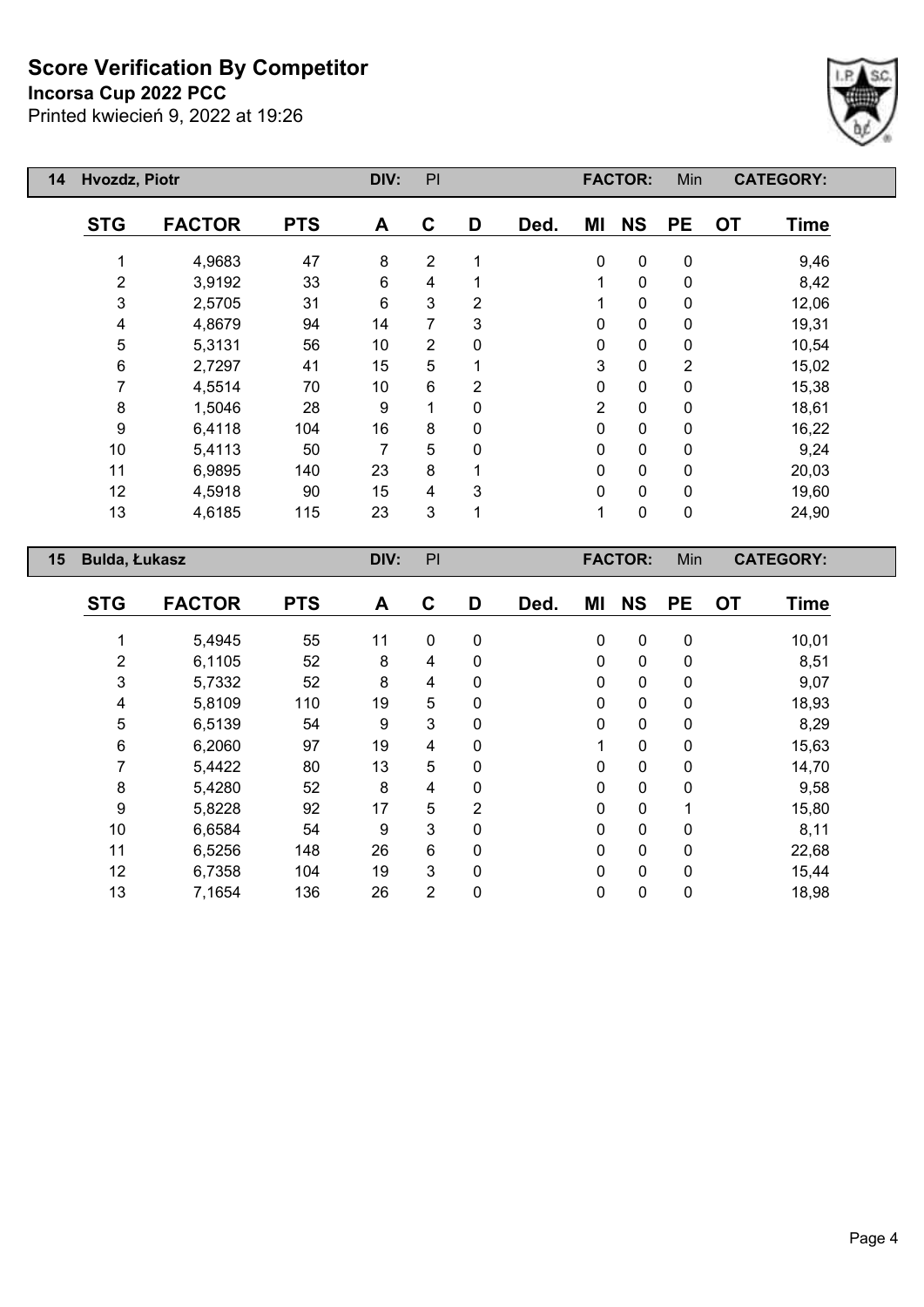# Score Verification By Competitor

**Incorsa Cup 2022 PCC**

Printed kwiecień 9, 2022 at 19:26

| 14 | Hvozdz, Piotr | | DIV: | PI | | | FACTOR: | | Min | | CATEGORY: |
|---|---|---|---|---|---|---|---|---|---|---|---|

| STG | FACTOR | PTS | A | C | D | Ded. | MI | NS | PE | OT | Time |
|---|---|---|---|---|---|---|---|---|---|---|---|
| 1 | 4,9683 | 47 | 8 | 2 | 1 | | 0 | 0 | 0 | | 9,46 |
| 2 | 3,9192 | 33 | 6 | 4 | 1 | | 1 | 0 | 0 | | 8,42 |
| 3 | 2,5705 | 31 | 6 | 3 | 2 | | 1 | 0 | 0 | | 12,06 |
| 4 | 4,8679 | 94 | 14 | 7 | 3 | | 0 | 0 | 0 | | 19,31 |
| 5 | 5,3131 | 56 | 10 | 2 | 0 | | 0 | 0 | 0 | | 10,54 |
| 6 | 2,7297 | 41 | 15 | 5 | 1 | | 3 | 0 | 2 | | 15,02 |
| 7 | 4,5514 | 70 | 10 | 6 | 2 | | 0 | 0 | 0 | | 15,38 |
| 8 | 1,5046 | 28 | 9 | 1 | 0 | | 2 | 0 | 0 | | 18,61 |
| 9 | 6,4118 | 104 | 16 | 8 | 0 | | 0 | 0 | 0 | | 16,22 |
| 10 | 5,4113 | 50 | 7 | 5 | 0 | | 0 | 0 | 0 | | 9,24 |
| 11 | 6,9895 | 140 | 23 | 8 | 1 | | 0 | 0 | 0 | | 20,03 |
| 12 | 4,5918 | 90 | 15 | 4 | 3 | | 0 | 0 | 0 | | 19,60 |
| 13 | 4,6185 | 115 | 23 | 3 | 1 | | 1 | 0 | 0 | | 24,90 |

| 15 | Bulda, Łukasz | | DIV: | PI | | | FACTOR: | | Min | | CATEGORY: |
|---|---|---|---|---|---|---|---|---|---|---|---|

| STG | FACTOR | PTS | A | C | D | Ded. | MI | NS | PE | OT | Time |
|---|---|---|---|---|---|---|---|---|---|---|---|
| 1 | 5,4945 | 55 | 11 | 0 | 0 | | 0 | 0 | 0 | | 10,01 |
| 2 | 6,1105 | 52 | 8 | 4 | 0 | | 0 | 0 | 0 | | 8,51 |
| 3 | 5,7332 | 52 | 8 | 4 | 0 | | 0 | 0 | 0 | | 9,07 |
| 4 | 5,8109 | 110 | 19 | 5 | 0 | | 0 | 0 | 0 | | 18,93 |
| 5 | 6,5139 | 54 | 9 | 3 | 0 | | 0 | 0 | 0 | | 8,29 |
| 6 | 6,2060 | 97 | 19 | 4 | 0 | | 1 | 0 | 0 | | 15,63 |
| 7 | 5,4422 | 80 | 13 | 5 | 0 | | 0 | 0 | 0 | | 14,70 |
| 8 | 5,4280 | 52 | 8 | 4 | 0 | | 0 | 0 | 0 | | 9,58 |
| 9 | 5,8228 | 92 | 17 | 5 | 2 | | 0 | 0 | 1 | | 15,80 |
| 10 | 6,6584 | 54 | 9 | 3 | 0 | | 0 | 0 | 0 | | 8,11 |
| 11 | 6,5256 | 148 | 26 | 6 | 0 | | 0 | 0 | 0 | | 22,68 |
| 12 | 6,7358 | 104 | 19 | 3 | 0 | | 0 | 0 | 0 | | 15,44 |
| 13 | 7,1654 | 136 | 26 | 2 | 0 | | 0 | 0 | 0 | | 18,98 |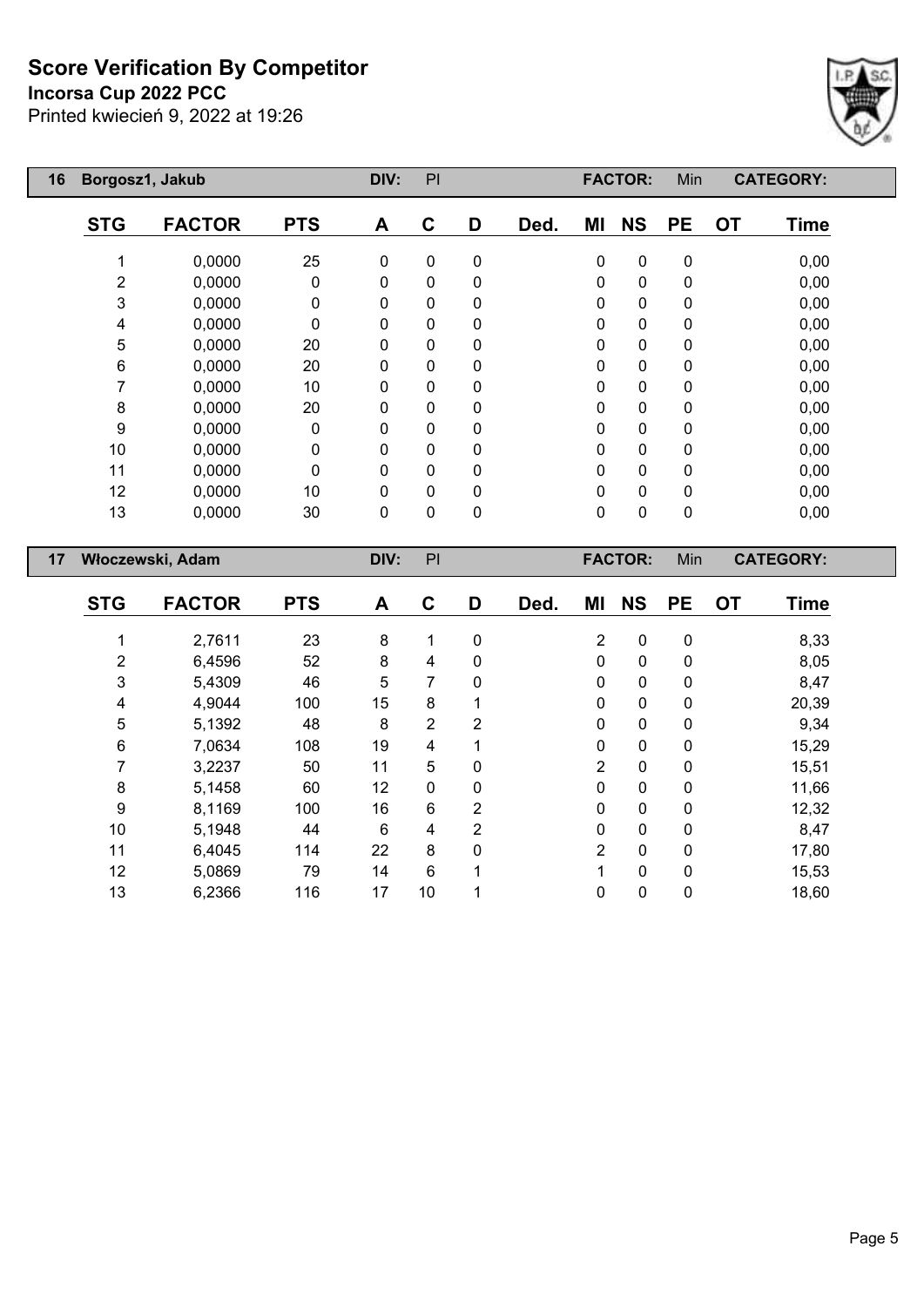# Score Verification By Competitor

**Incorsa Cup 2022 PCC**

Printed kwiecień 9, 2022 at 19:26

| 16 | Borgosz1, Jakub | | DIV: | Pl | | | FACTOR: | | Min | CATEGORY: | |
|---|---|---|---|---|---|---|---|---|---|---|---|
| **STG** | **FACTOR** | **PTS** | **A** | **C** | **D** | **Ded.** | **MI** | **NS** | **PE** | **OT** | **Time** |
| 1 | 0,0000 | 25 | 0 | 0 | 0 | | 0 | 0 | 0 | | 0,00 |
| 2 | 0,0000 | 0 | 0 | 0 | 0 | | 0 | 0 | 0 | | 0,00 |
| 3 | 0,0000 | 0 | 0 | 0 | 0 | | 0 | 0 | 0 | | 0,00 |
| 4 | 0,0000 | 0 | 0 | 0 | 0 | | 0 | 0 | 0 | | 0,00 |
| 5 | 0,0000 | 20 | 0 | 0 | 0 | | 0 | 0 | 0 | | 0,00 |
| 6 | 0,0000 | 20 | 0 | 0 | 0 | | 0 | 0 | 0 | | 0,00 |
| 7 | 0,0000 | 10 | 0 | 0 | 0 | | 0 | 0 | 0 | | 0,00 |
| 8 | 0,0000 | 20 | 0 | 0 | 0 | | 0 | 0 | 0 | | 0,00 |
| 9 | 0,0000 | 0 | 0 | 0 | 0 | | 0 | 0 | 0 | | 0,00 |
| 10 | 0,0000 | 0 | 0 | 0 | 0 | | 0 | 0 | 0 | | 0,00 |
| 11 | 0,0000 | 0 | 0 | 0 | 0 | | 0 | 0 | 0 | | 0,00 |
| 12 | 0,0000 | 10 | 0 | 0 | 0 | | 0 | 0 | 0 | | 0,00 |
| 13 | 0,0000 | 30 | 0 | 0 | 0 | | 0 | 0 | 0 | | 0,00 |

| 17 | Włoczewski, Adam | | DIV: | Pl | | | FACTOR: | | Min | CATEGORY: | |
|---|---|---|---|---|---|---|---|---|---|---|---|
| **STG** | **FACTOR** | **PTS** | **A** | **C** | **D** | **Ded.** | **MI** | **NS** | **PE** | **OT** | **Time** |
| 1 | 2,7611 | 23 | 8 | 1 | 0 | | 2 | 0 | 0 | | 8,33 |
| 2 | 6,4596 | 52 | 8 | 4 | 0 | | 0 | 0 | 0 | | 8,05 |
| 3 | 5,4309 | 46 | 5 | 7 | 0 | | 0 | 0 | 0 | | 8,47 |
| 4 | 4,9044 | 100 | 15 | 8 | 1 | | 0 | 0 | 0 | | 20,39 |
| 5 | 5,1392 | 48 | 8 | 2 | 2 | | 0 | 0 | 0 | | 9,34 |
| 6 | 7,0634 | 108 | 19 | 4 | 1 | | 0 | 0 | 0 | | 15,29 |
| 7 | 3,2237 | 50 | 11 | 5 | 0 | | 2 | 0 | 0 | | 15,51 |
| 8 | 5,1458 | 60 | 12 | 0 | 0 | | 0 | 0 | 0 | | 11,66 |
| 9 | 8,1169 | 100 | 16 | 6 | 2 | | 0 | 0 | 0 | | 12,32 |
| 10 | 5,1948 | 44 | 6 | 4 | 2 | | 0 | 0 | 0 | | 8,47 |
| 11 | 6,4045 | 114 | 22 | 8 | 0 | | 2 | 0 | 0 | | 17,80 |
| 12 | 5,0869 | 79 | 14 | 6 | 1 | | 1 | 0 | 0 | | 15,53 |
| 13 | 6,2366 | 116 | 17 | 10 | 1 | | 0 | 0 | 0 | | 18,60 |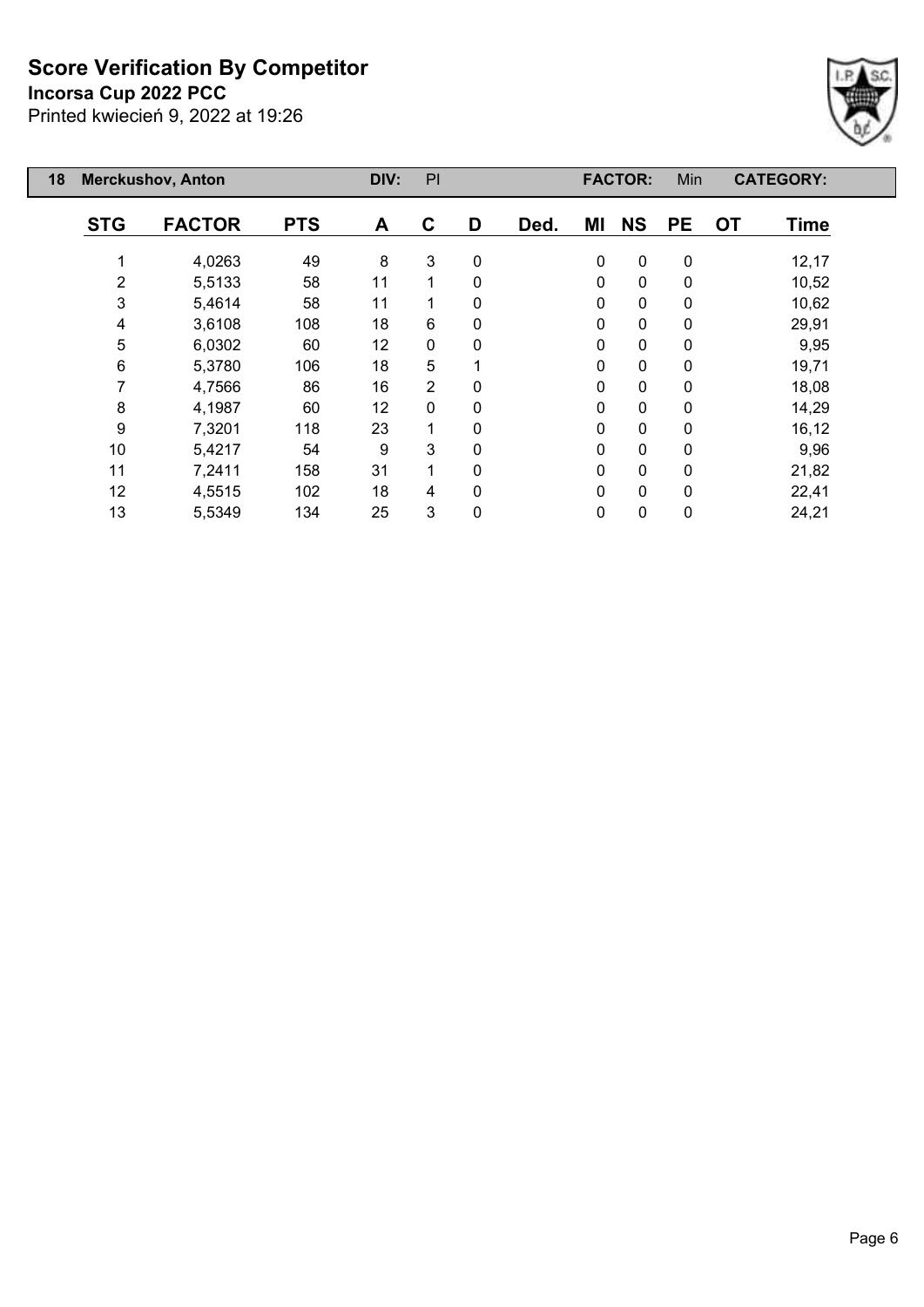**Score Verification By Competitor**

**Incorsa Cup 2022 PCC**

Printed kwiecień 9, 2022 at 19:26

| 18 | Merckushov, Anton | | DIV: | PI | | | FACTOR: | | Min | | CATEGORY: |
|---|---|---|---|---|---|---|---|---|---|---|---|

| STG | FACTOR | PTS | A | C | D | Ded. | MI | NS | PE | OT | Time |
|---|---|---|---|---|---|---|---|---|---|---|---|
| 1 | 4,0263 | 49 | 8 | 3 | 0 | | 0 | 0 | 0 | | 12,17 |
| 2 | 5,5133 | 58 | 11 | 1 | 0 | | 0 | 0 | 0 | | 10,52 |
| 3 | 5,4614 | 58 | 11 | 1 | 0 | | 0 | 0 | 0 | | 10,62 |
| 4 | 3,6108 | 108 | 18 | 6 | 0 | | 0 | 0 | 0 | | 29,91 |
| 5 | 6,0302 | 60 | 12 | 0 | 0 | | 0 | 0 | 0 | | 9,95 |
| 6 | 5,3780 | 106 | 18 | 5 | 1 | | 0 | 0 | 0 | | 19,71 |
| 7 | 4,7566 | 86 | 16 | 2 | 0 | | 0 | 0 | 0 | | 18,08 |
| 8 | 4,1987 | 60 | 12 | 0 | 0 | | 0 | 0 | 0 | | 14,29 |
| 9 | 7,3201 | 118 | 23 | 1 | 0 | | 0 | 0 | 0 | | 16,12 |
| 10 | 5,4217 | 54 | 9 | 3 | 0 | | 0 | 0 | 0 | | 9,96 |
| 11 | 7,2411 | 158 | 31 | 1 | 0 | | 0 | 0 | 0 | | 21,82 |
| 12 | 4,5515 | 102 | 18 | 4 | 0 | | 0 | 0 | 0 | | 22,41 |
| 13 | 5,5349 | 134 | 25 | 3 | 0 | | 0 | 0 | 0 | | 24,21 |